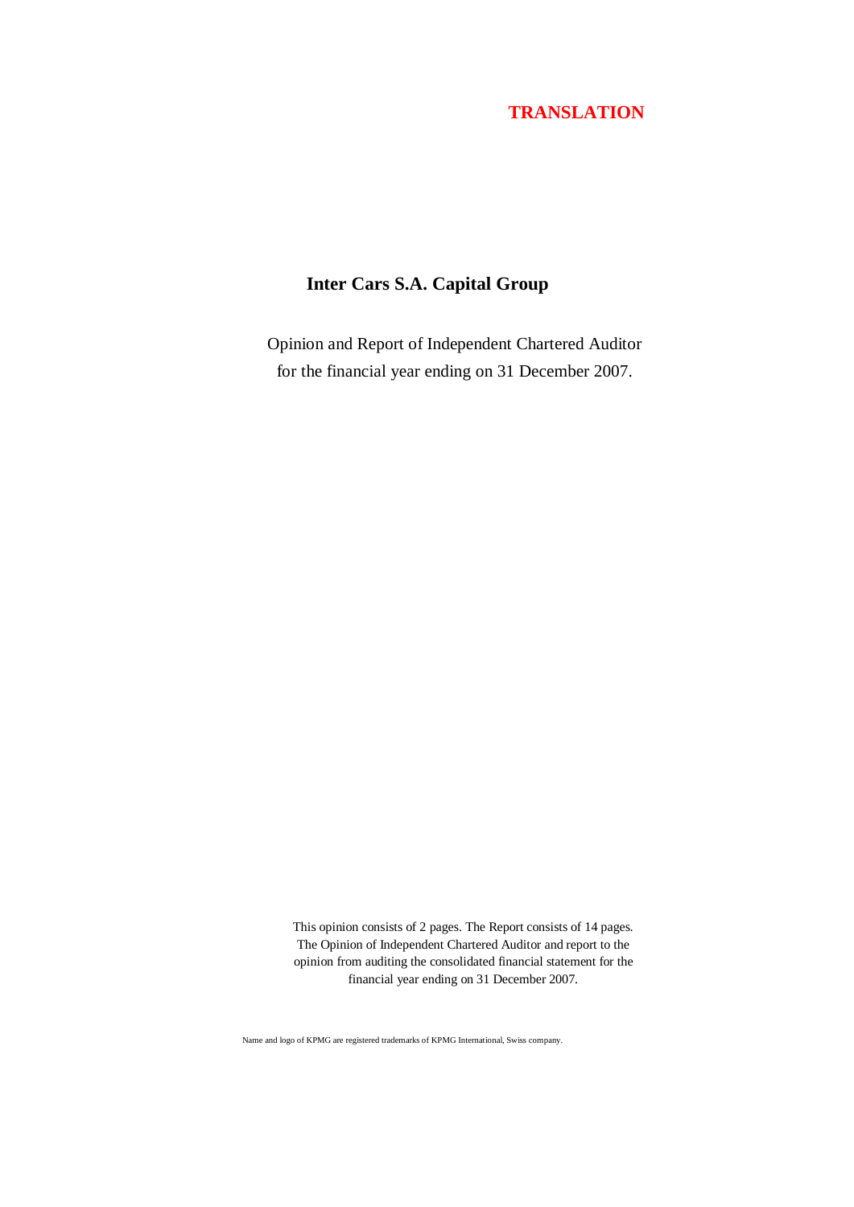**TRANSLATION**

# Inter Cars S.A. Capital Group

Opinion and Report of Independent Chartered Auditor
for the financial year ending on 31 December 2007.

This opinion consists of 2 pages. The Report consists of 14 pages.
The Opinion of Independent Chartered Auditor and report to the opinion from auditing the consolidated financial statement for the financial year ending on 31 December 2007.

Name and logo of KPMG are registered trademarks of KPMG International, Swiss company.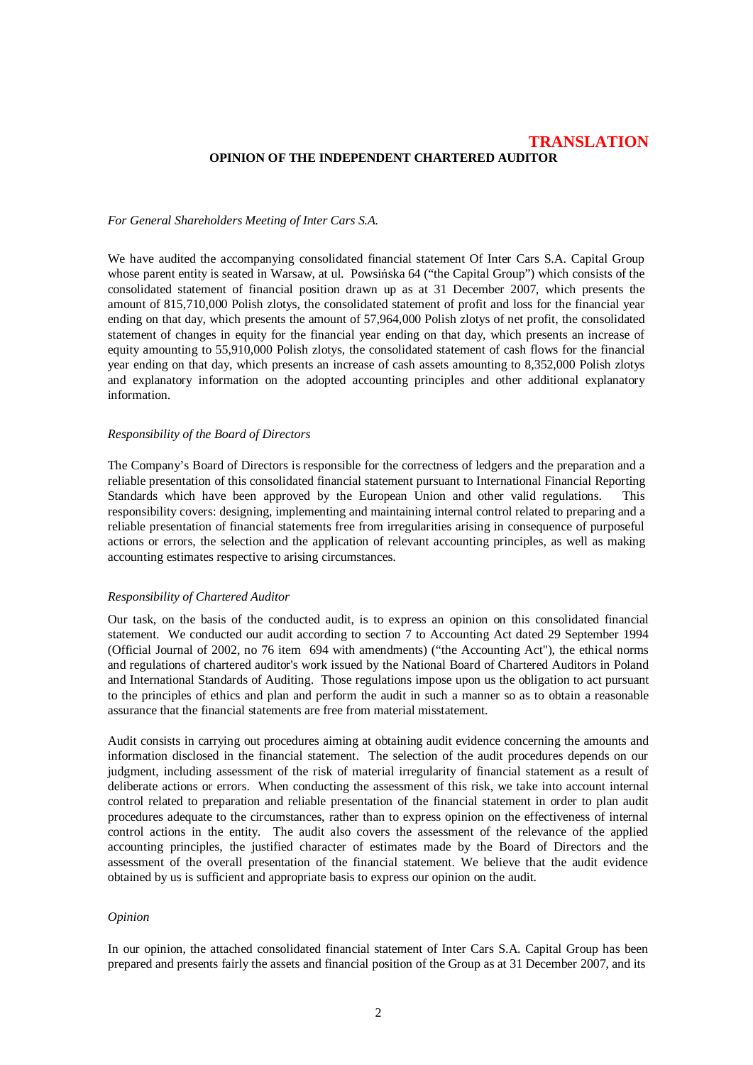**TRANSLATION**

**OPINION OF THE INDEPENDENT CHARTERED AUDITOR**

*For General Shareholders Meeting of Inter Cars S.A.*

We have audited the accompanying consolidated financial statement Of Inter Cars S.A. Capital Group whose parent entity is seated in Warsaw, at ul. Powsińska 64 ("the Capital Group") which consists of the consolidated statement of financial position drawn up as at 31 December 2007, which presents the amount of 815,710,000 Polish zlotys, the consolidated statement of profit and loss for the financial year ending on that day, which presents the amount of 57,964,000 Polish zlotys of net profit, the consolidated statement of changes in equity for the financial year ending on that day, which presents an increase of equity amounting to 55,910,000 Polish zlotys, the consolidated statement of cash flows for the financial year ending on that day, which presents an increase of cash assets amounting to 8,352,000 Polish zlotys and explanatory information on the adopted accounting principles and other additional explanatory information.

*Responsibility of the Board of Directors*

The Company's Board of Directors is responsible for the correctness of ledgers and the preparation and a reliable presentation of this consolidated financial statement pursuant to International Financial Reporting Standards which have been approved by the European Union and other valid regulations. This responsibility covers: designing, implementing and maintaining internal control related to preparing and a reliable presentation of financial statements free from irregularities arising in consequence of purposeful actions or errors, the selection and the application of relevant accounting principles, as well as making accounting estimates respective to arising circumstances.

*Responsibility of Chartered Auditor*

Our task, on the basis of the conducted audit, is to express an opinion on this consolidated financial statement. We conducted our audit according to section 7 to Accounting Act dated 29 September 1994 (Official Journal of 2002, no 76 item 694 with amendments) ("the Accounting Act"), the ethical norms and regulations of chartered auditor's work issued by the National Board of Chartered Auditors in Poland and International Standards of Auditing. Those regulations impose upon us the obligation to act pursuant to the principles of ethics and plan and perform the audit in such a manner so as to obtain a reasonable assurance that the financial statements are free from material misstatement.

Audit consists in carrying out procedures aiming at obtaining audit evidence concerning the amounts and information disclosed in the financial statement. The selection of the audit procedures depends on our judgment, including assessment of the risk of material irregularity of financial statement as a result of deliberate actions or errors. When conducting the assessment of this risk, we take into account internal control related to preparation and reliable presentation of the financial statement in order to plan audit procedures adequate to the circumstances, rather than to express opinion on the effectiveness of internal control actions in the entity. The audit also covers the assessment of the relevance of the applied accounting principles, the justified character of estimates made by the Board of Directors and the assessment of the overall presentation of the financial statement. We believe that the audit evidence obtained by us is sufficient and appropriate basis to express our opinion on the audit.

*Opinion*

In our opinion, the attached consolidated financial statement of Inter Cars S.A. Capital Group has been prepared and presents fairly the assets and financial position of the Group as at 31 December 2007, and its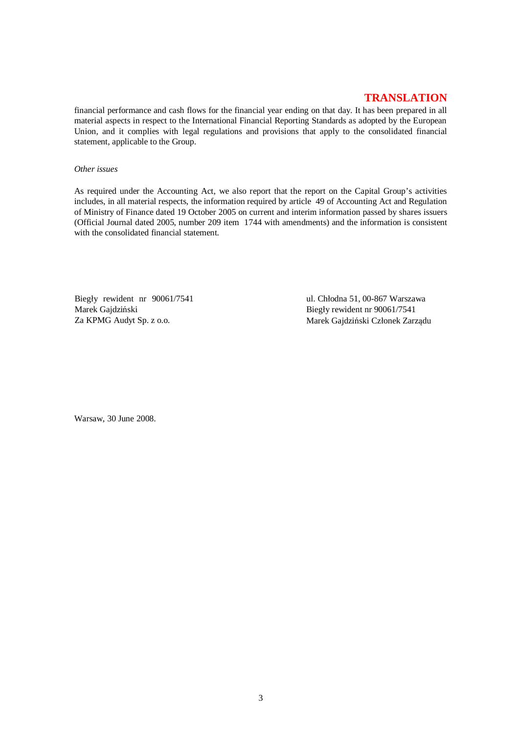**TRANSLATION**

financial performance and cash flows for the financial year ending on that day. It has been prepared in all material aspects in respect to the International Financial Reporting Standards as adopted by the European Union, and it complies with legal regulations and provisions that apply to the consolidated financial statement, applicable to the Group.

*Other issues*

As required under the Accounting Act, we also report that the report on the Capital Group's activities includes, in all material respects, the information required by article 49 of Accounting Act and Regulation of Ministry of Finance dated 19 October 2005 on current and interim information passed by shares issuers (Official Journal dated 2005, number 209 item 1744 with amendments) and the information is consistent with the consolidated financial statement.

Biegły rewident nr 90061/7541
Marek Gajdziński
Za KPMG Audyt Sp. z o.o.

ul. Chłodna 51, 00-867 Warszawa
Biegły rewident nr 90061/7541
Marek Gajdziński Członek Zarządu

Warsaw, 30 June 2008.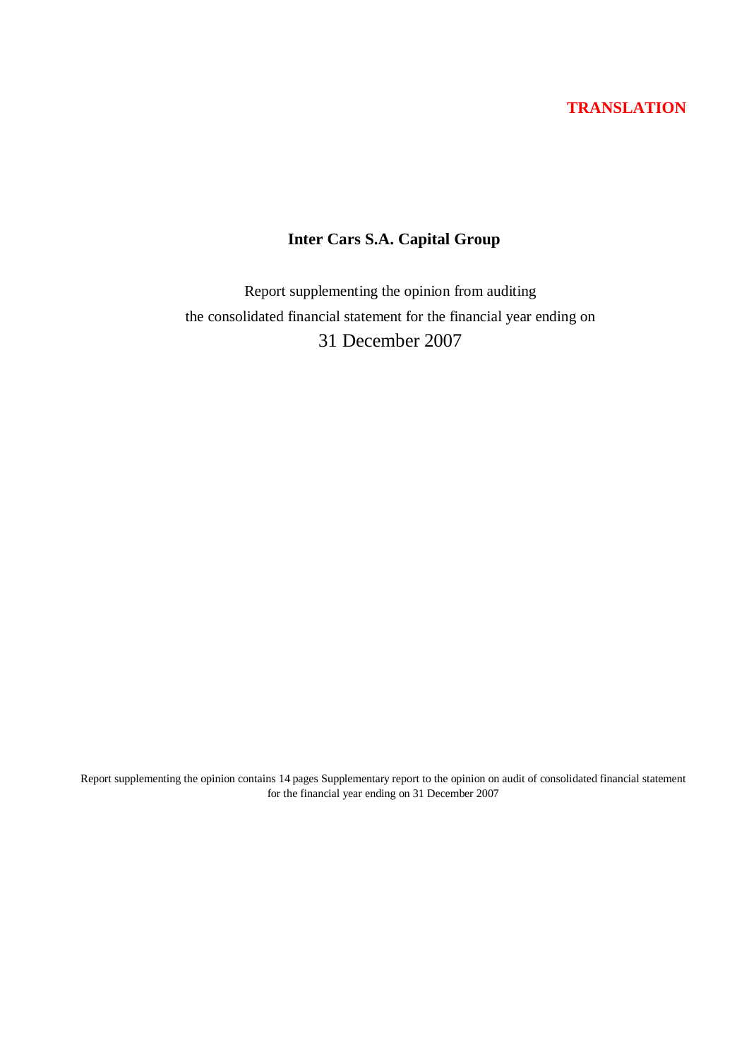**TRANSLATION**

# Inter Cars S.A. Capital Group

Report supplementing the opinion from auditing
the consolidated financial statement for the financial year ending on
31 December 2007

Report supplementing the opinion contains 14 pages Supplementary report to the opinion on audit of consolidated financial statement for the financial year ending on 31 December 2007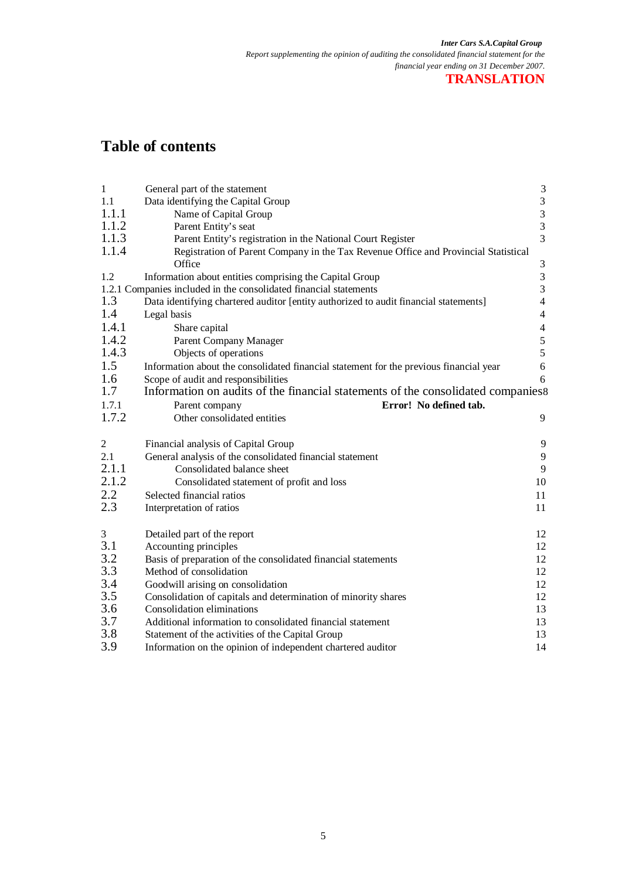# Table of contents

| | | |
|---|---|---|
| 1 | General part of the statement | 3 |
| 1.1 | Data identifying the Capital Group | 3 |
| 1.1.1 | Name of Capital Group | 3 |
| 1.1.2 | Parent Entity's seat | 3 |
| 1.1.3 | Parent Entity's registration in the National Court Register | 3 |
| 1.1.4 | Registration of Parent Company in the Tax Revenue Office and Provincial Statistical Office | 3 |
| 1.2 | Information about entities comprising the Capital Group | 3 |
| 1.2.1 | Companies included in the consolidated financial statements | 3 |
| 1.3 | Data identifying chartered auditor [entity authorized to audit financial statements] | 4 |
| 1.4 | Legal basis | 4 |
| 1.4.1 | Share capital | 4 |
| 1.4.2 | Parent Company Manager | 5 |
| 1.4.3 | Objects of operations | 5 |
| 1.5 | Information about the consolidated financial statement for the previous financial year | 6 |
| 1.6 | Scope of audit and responsibilities | 6 |
| 1.7 | Information on audits of the financial statements of the consolidated companies | 8 |
| 1.7.1 | Parent company | **Error! No defined tab.** |
| 1.7.2 | Other consolidated entities | 9 |
| 2 | Financial analysis of Capital Group | 9 |
| 2.1 | General analysis of the consolidated financial statement | 9 |
| 2.1.1 | Consolidated balance sheet | 9 |
| 2.1.2 | Consolidated statement of profit and loss | 10 |
| 2.2 | Selected financial ratios | 11 |
| 2.3 | Interpretation of ratios | 11 |
| 3 | Detailed part of the report | 12 |
| 3.1 | Accounting principles | 12 |
| 3.2 | Basis of preparation of the consolidated financial statements | 12 |
| 3.3 | Method of consolidation | 12 |
| 3.4 | Goodwill arising on consolidation | 12 |
| 3.5 | Consolidation of capitals and determination of minority shares | 12 |
| 3.6 | Consolidation eliminations | 13 |
| 3.7 | Additional information to consolidated financial statement | 13 |
| 3.8 | Statement of the activities of the Capital Group | 13 |
| 3.9 | Information on the opinion of independent chartered auditor | 14 |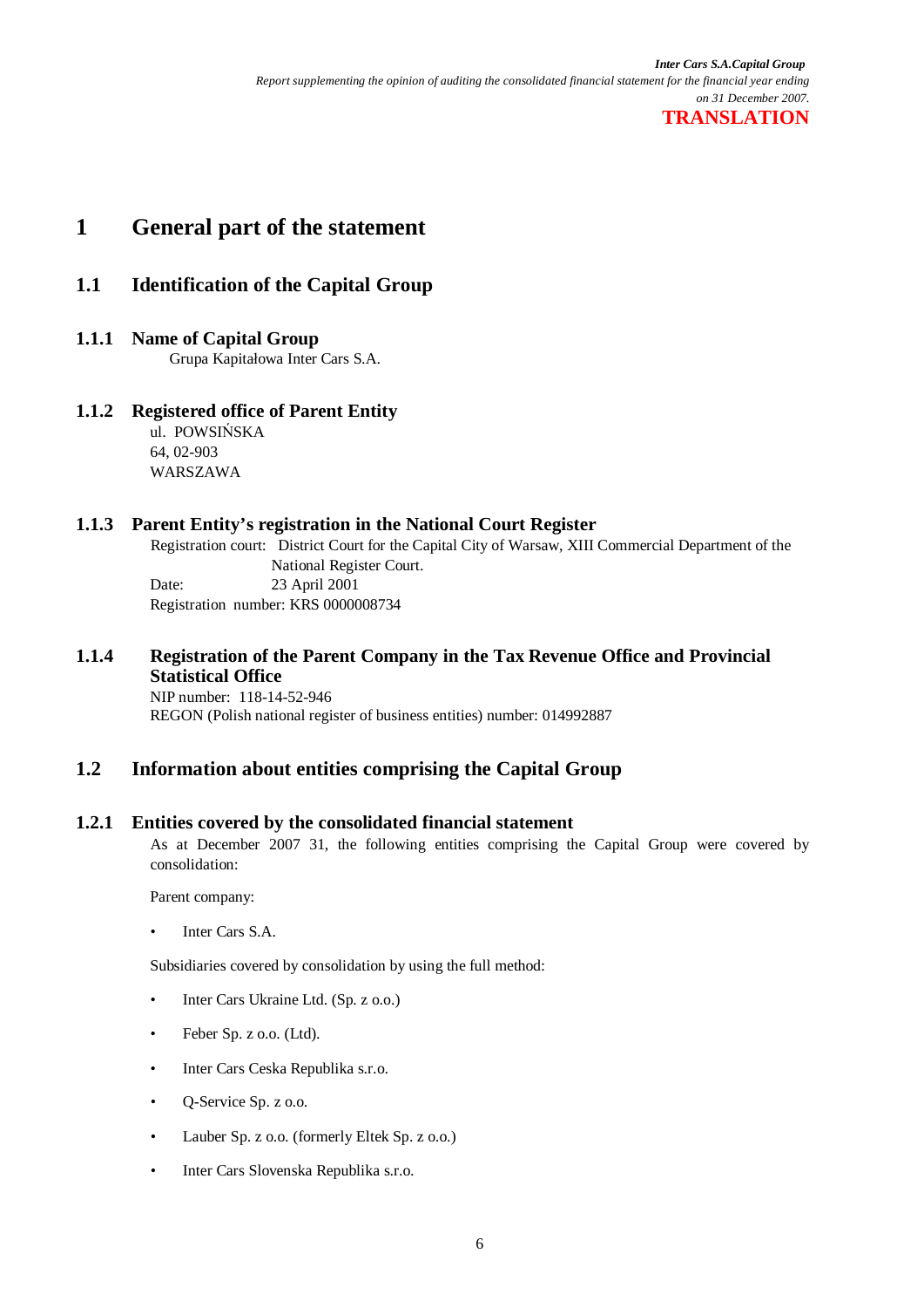# 1 General part of the statement

## 1.1 Identification of the Capital Group

### 1.1.1 Name of Capital Group

Grupa Kapitałowa Inter Cars S.A.

### 1.1.2 Registered office of Parent Entity

ul. POWSIŃSKA
64, 02-903
WARSZAWA

### 1.1.3 Parent Entity's registration in the National Court Register

Registration court: District Court for the Capital City of Warsaw, XIII Commercial Department of the National Register Court.
Date: 23 April 2001
Registration number: KRS 0000008734

### 1.1.4 Registration of the Parent Company in the Tax Revenue Office and Provincial Statistical Office

NIP number: 118-14-52-946
REGON (Polish national register of business entities) number: 014992887

## 1.2 Information about entities comprising the Capital Group

### 1.2.1 Entities covered by the consolidated financial statement

As at December 2007 31, the following entities comprising the Capital Group were covered by consolidation:

Parent company:

- Inter Cars S.A.

Subsidiaries covered by consolidation by using the full method:

- Inter Cars Ukraine Ltd. (Sp. z o.o.)
- Feber Sp. z o.o. (Ltd).
- Inter Cars Ceska Republika s.r.o.
- Q-Service Sp. z o.o.
- Lauber Sp. z o.o. (formerly Eltek Sp. z o.o.)
- Inter Cars Slovenska Republika s.r.o.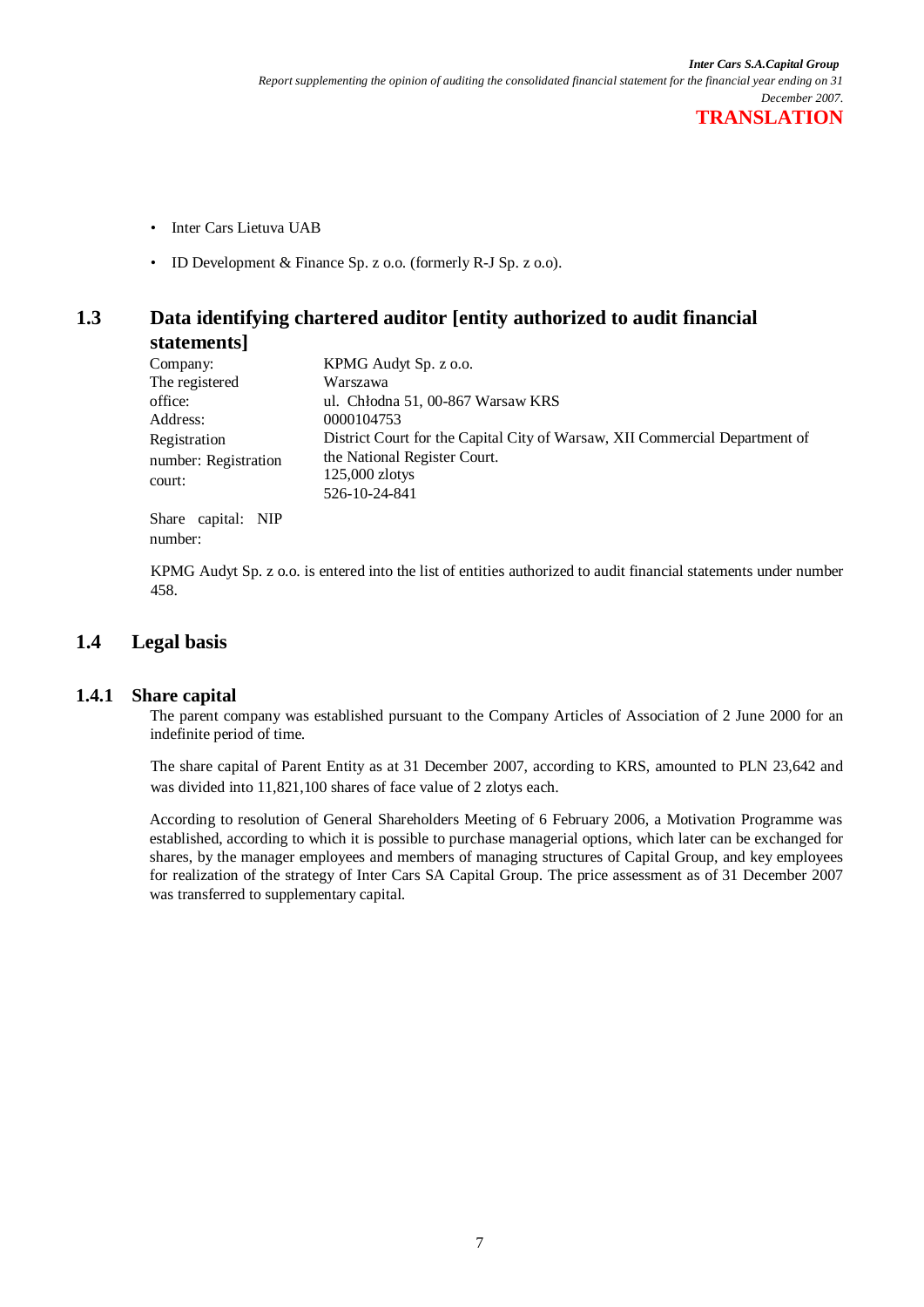- Inter Cars Lietuva UAB
- ID Development & Finance Sp. z o.o. (formerly R-J Sp. z o.o).

## 1.3 Data identifying chartered auditor [entity authorized to audit financial statements]

| | |
|---|---|
| Company: | KPMG Audyt Sp. z o.o. |
| The registered office: | Warszawa |
| Address: | ul. Chłodna 51, 00-867 Warsaw |
| Registration number: | KRS 0000104753 |
| Registration court: | District Court for the Capital City of Warsaw, XII Commercial Department of the National Register Court. |
| Share capital: | 125,000 zlotys |
| NIP number: | 526-10-24-841 |

KPMG Audyt Sp. z o.o. is entered into the list of entities authorized to audit financial statements under number 458.

## 1.4 Legal basis

### 1.4.1 Share capital

The parent company was established pursuant to the Company Articles of Association of 2 June 2000 for an indefinite period of time.

The share capital of Parent Entity as at 31 December 2007, according to KRS, amounted to PLN 23,642 and was divided into 11,821,100 shares of face value of 2 zlotys each.

According to resolution of General Shareholders Meeting of 6 February 2006, a Motivation Programme was established, according to which it is possible to purchase managerial options, which later can be exchanged for shares, by the manager employees and members of managing structures of Capital Group, and key employees for realization of the strategy of Inter Cars SA Capital Group. The price assessment as of 31 December 2007 was transferred to supplementary capital.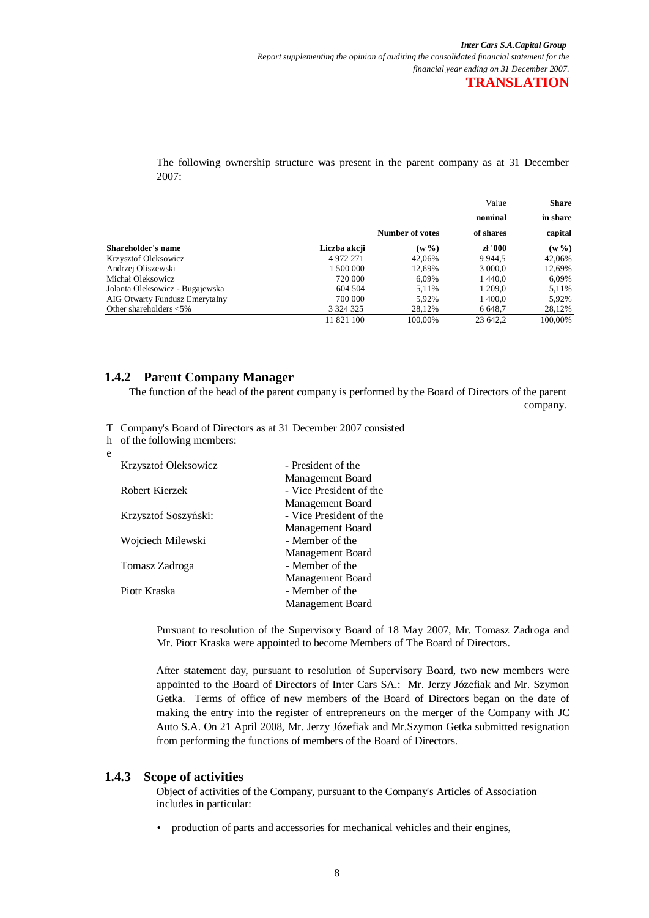The following ownership structure was present in the parent company as at 31 December 2007:

| Shareholder's name | Liczba akcji | Number of votes (w %) | Value nominal of shares zł '000 | Share in share capital (w %) |
|---|---|---|---|---|
| Krzysztof Oleksowicz | 4 972 271 | 42,06% | 9 944,5 | 42,06% |
| Andrzej Oliszewski | 1 500 000 | 12,69% | 3 000,0 | 12,69% |
| Michał Oleksowicz | 720 000 | 6,09% | 1 440,0 | 6,09% |
| Jolanta Oleksowicz - Bugajewska | 604 504 | 5,11% | 1 209,0 | 5,11% |
| AIG Otwarty Fundusz Emerytalny | 700 000 | 5,92% | 1 400,0 | 5,92% |
| Other shareholders <5% | 3 324 325 | 28,12% | 6 648,7 | 28,12% |
| | 11 821 100 | 100,00% | 23 642,2 | 100,00% |

### 1.4.2 Parent Company Manager

The function of the head of the parent company is performed by the Board of Directors of the parent company.

The Company's Board of Directors as at 31 December 2007 consisted of the following members:

| | |
|---|---|
| Krzysztof Oleksowicz | - President of the Management Board |
| Robert Kierzek | - Vice President of the Management Board |
| Krzysztof Soszyński: | - Vice President of the Management Board |
| Wojciech Milewski | - Member of the Management Board |
| Tomasz Zadroga | - Member of the Management Board |
| Piotr Kraska | - Member of the Management Board |

Pursuant to resolution of the Supervisory Board of 18 May 2007, Mr. Tomasz Zadroga and Mr. Piotr Kraska were appointed to become Members of The Board of Directors.

After statement day, pursuant to resolution of Supervisory Board, two new members were appointed to the Board of Directors of Inter Cars SA.: Mr. Jerzy Józefiak and Mr. Szymon Getka. Terms of office of new members of the Board of Directors began on the date of making the entry into the register of entrepreneurs on the merger of the Company with JC Auto S.A. On 21 April 2008, Mr. Jerzy Józefiak and Mr.Szymon Getka submitted resignation from performing the functions of members of the Board of Directors.

### 1.4.3 Scope of activities

Object of activities of the Company, pursuant to the Company's Articles of Association includes in particular:

- production of parts and accessories for mechanical vehicles and their engines,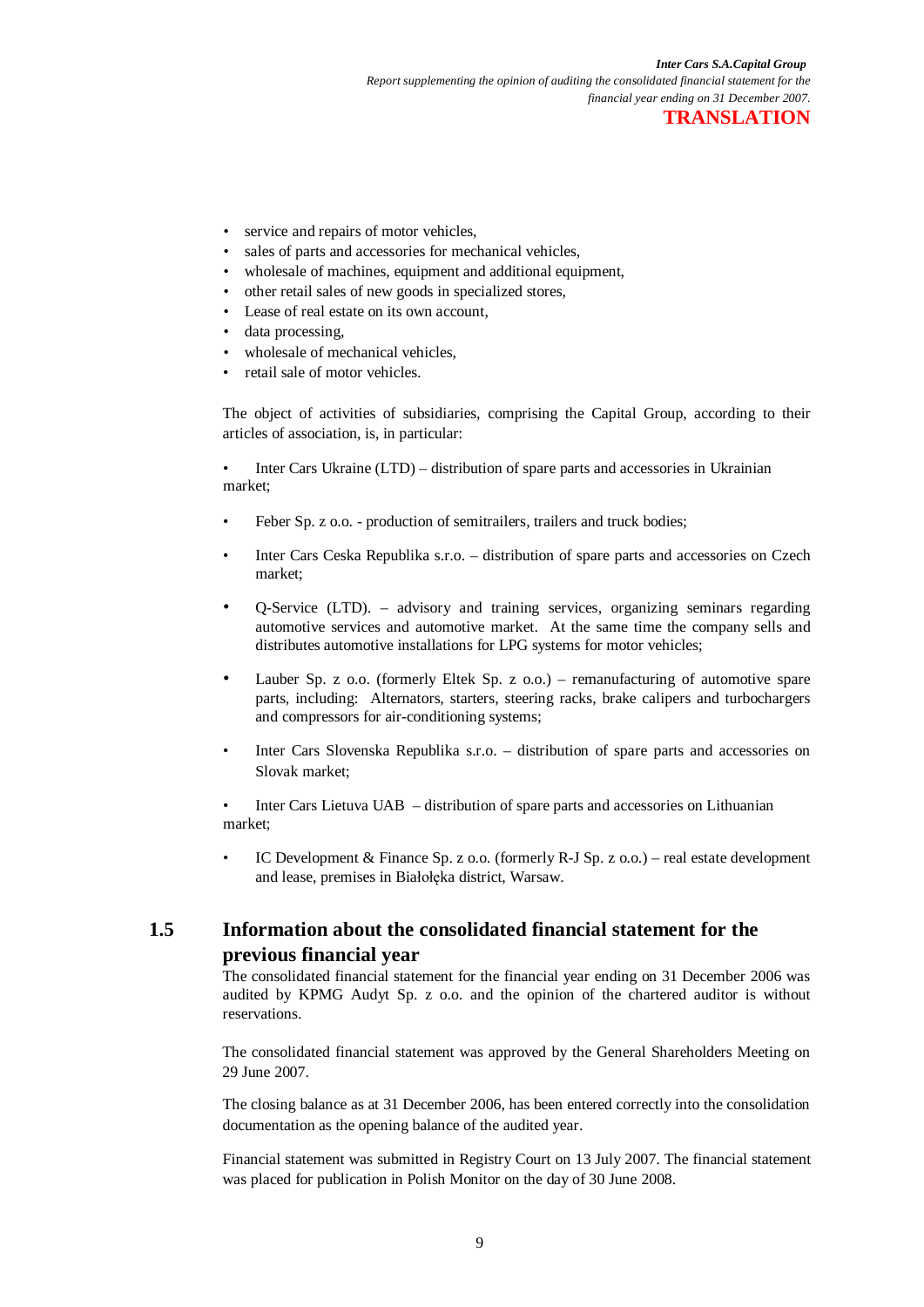- service and repairs of motor vehicles,
- sales of parts and accessories for mechanical vehicles,
- wholesale of machines, equipment and additional equipment,
- other retail sales of new goods in specialized stores,
- Lease of real estate on its own account,
- data processing,
- wholesale of mechanical vehicles,
- retail sale of motor vehicles.

The object of activities of subsidiaries, comprising the Capital Group, according to their articles of association, is, in particular:

- Inter Cars Ukraine (LTD) – distribution of spare parts and accessories in Ukrainian market;
- Feber Sp. z o.o. - production of semitrailers, trailers and truck bodies;
- Inter Cars Ceska Republika s.r.o. – distribution of spare parts and accessories on Czech market;
- Q-Service (LTD). – advisory and training services, organizing seminars regarding automotive services and automotive market. At the same time the company sells and distributes automotive installations for LPG systems for motor vehicles;
- Lauber Sp. z o.o. (formerly Eltek Sp. z o.o.) – remanufacturing of automotive spare parts, including: Alternators, starters, steering racks, brake calipers and turbochargers and compressors for air-conditioning systems;
- Inter Cars Slovenska Republika s.r.o. – distribution of spare parts and accessories on Slovak market;
- Inter Cars Lietuva UAB – distribution of spare parts and accessories on Lithuanian market;
- IC Development & Finance Sp. z o.o. (formerly R-J Sp. z o.o.) – real estate development and lease, premises in Białołęka district, Warsaw.

## 1.5 Information about the consolidated financial statement for the previous financial year

The consolidated financial statement for the financial year ending on 31 December 2006 was audited by KPMG Audyt Sp. z o.o. and the opinion of the chartered auditor is without reservations.

The consolidated financial statement was approved by the General Shareholders Meeting on 29 June 2007.

The closing balance as at 31 December 2006, has been entered correctly into the consolidation documentation as the opening balance of the audited year.

Financial statement was submitted in Registry Court on 13 July 2007. The financial statement was placed for publication in Polish Monitor on the day of 30 June 2008.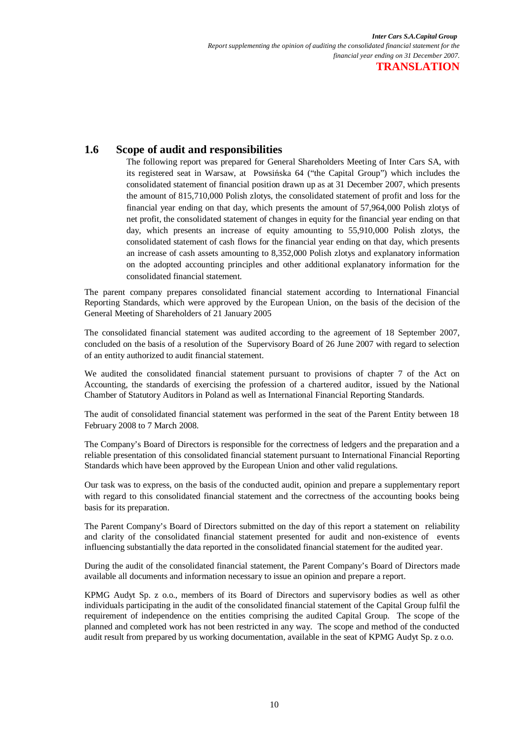## 1.6 Scope of audit and responsibilities

The following report was prepared for General Shareholders Meeting of Inter Cars SA, with its registered seat in Warsaw, at Powsińska 64 ("the Capital Group") which includes the consolidated statement of financial position drawn up as at 31 December 2007, which presents the amount of 815,710,000 Polish zlotys, the consolidated statement of profit and loss for the financial year ending on that day, which presents the amount of 57,964,000 Polish zlotys of net profit, the consolidated statement of changes in equity for the financial year ending on that day, which presents an increase of equity amounting to 55,910,000 Polish zlotys, the consolidated statement of cash flows for the financial year ending on that day, which presents an increase of cash assets amounting to 8,352,000 Polish zlotys and explanatory information on the adopted accounting principles and other additional explanatory information for the consolidated financial statement.

The parent company prepares consolidated financial statement according to International Financial Reporting Standards, which were approved by the European Union, on the basis of the decision of the General Meeting of Shareholders of 21 January 2005

The consolidated financial statement was audited according to the agreement of 18 September 2007, concluded on the basis of a resolution of the Supervisory Board of 26 June 2007 with regard to selection of an entity authorized to audit financial statement.

We audited the consolidated financial statement pursuant to provisions of chapter 7 of the Act on Accounting, the standards of exercising the profession of a chartered auditor, issued by the National Chamber of Statutory Auditors in Poland as well as International Financial Reporting Standards.

The audit of consolidated financial statement was performed in the seat of the Parent Entity between 18 February 2008 to 7 March 2008.

The Company's Board of Directors is responsible for the correctness of ledgers and the preparation and a reliable presentation of this consolidated financial statement pursuant to International Financial Reporting Standards which have been approved by the European Union and other valid regulations.

Our task was to express, on the basis of the conducted audit, opinion and prepare a supplementary report with regard to this consolidated financial statement and the correctness of the accounting books being basis for its preparation.

The Parent Company's Board of Directors submitted on the day of this report a statement on reliability and clarity of the consolidated financial statement presented for audit and non-existence of events influencing substantially the data reported in the consolidated financial statement for the audited year.

During the audit of the consolidated financial statement, the Parent Company's Board of Directors made available all documents and information necessary to issue an opinion and prepare a report.

KPMG Audyt Sp. z o.o., members of its Board of Directors and supervisory bodies as well as other individuals participating in the audit of the consolidated financial statement of the Capital Group fulfil the requirement of independence on the entities comprising the audited Capital Group. The scope of the planned and completed work has not been restricted in any way. The scope and method of the conducted audit result from prepared by us working documentation, available in the seat of KPMG Audyt Sp. z o.o.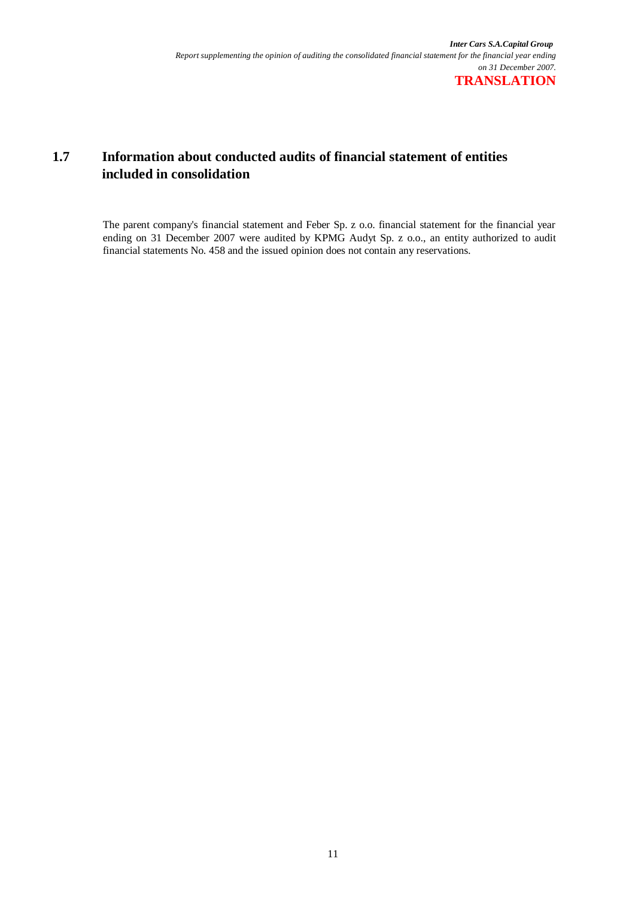## 1.7 Information about conducted audits of financial statement of entities included in consolidation

The parent company's financial statement and Feber Sp. z o.o. financial statement for the financial year ending on 31 December 2007 were audited by KPMG Audyt Sp. z o.o., an entity authorized to audit financial statements No. 458 and the issued opinion does not contain any reservations.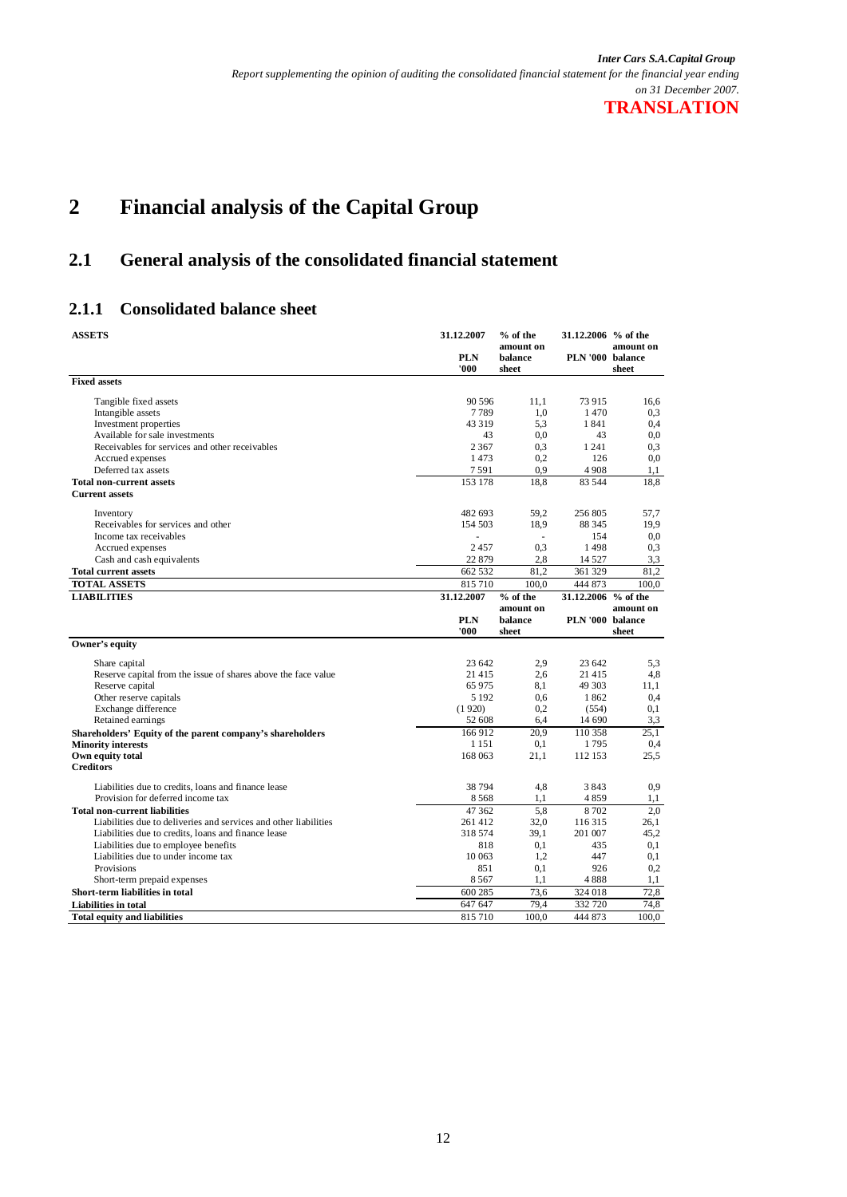# 2 Financial analysis of the Capital Group

## 2.1 General analysis of the consolidated financial statement

### 2.1.1 Consolidated balance sheet

| ASSETS | 31.12.2007 PLN '000 | % of the amount on balance sheet | 31.12.2006 PLN '000 | % of the amount on balance sheet |
|---|---|---|---|---|
| **Fixed assets** | | | | |
| Tangible fixed assets | 90 596 | 11,1 | 73 915 | 16,6 |
| Intangible assets | 7 789 | 1,0 | 1 470 | 0,3 |
| Investment properties | 43 319 | 5,3 | 1 841 | 0,4 |
| Available for sale investments | 43 | 0,0 | 43 | 0,0 |
| Receivables for services and other receivables | 2 367 | 0,3 | 1 241 | 0,3 |
| Accrued expenses | 1 473 | 0,2 | 126 | 0,0 |
| Deferred tax assets | 7 591 | 0,9 | 4 908 | 1,1 |
| **Total non-current assets** | 153 178 | 18,8 | 83 544 | 18,8 |
| **Current assets** | | | | |
| Inventory | 482 693 | 59,2 | 256 805 | 57,7 |
| Receivables for services and other | 154 503 | 18,9 | 88 345 | 19,9 |
| Income tax receivables | - | - | 154 | 0,0 |
| Accrued expenses | 2 457 | 0,3 | 1 498 | 0,3 |
| Cash and cash equivalents | 22 879 | 2,8 | 14 527 | 3,3 |
| **Total current assets** | 662 532 | 81,2 | 361 329 | 81,2 |
| **TOTAL ASSETS** | 815 710 | 100,0 | 444 873 | 100,0 |

| LIABILITIES | 31.12.2007 PLN '000 | % of the amount on balance sheet | 31.12.2006 PLN '000 | % of the amount on balance sheet |
|---|---|---|---|---|
| **Owner's equity** | | | | |
| Share capital | 23 642 | 2,9 | 23 642 | 5,3 |
| Reserve capital from the issue of shares above the face value | 21 415 | 2,6 | 21 415 | 4,8 |
| Reserve capital | 65 975 | 8,1 | 49 303 | 11,1 |
| Other reserve capitals | 5 192 | 0,6 | 1 862 | 0,4 |
| Exchange difference | (1 920) | 0,2 | (554) | 0,1 |
| Retained earnings | 52 608 | 6,4 | 14 690 | 3,3 |
| **Shareholders' Equity of the parent company's shareholders** | 166 912 | 20,9 | 110 358 | 25,1 |
| **Minority interests** | 1 151 | 0,1 | 1 795 | 0,4 |
| **Own equity total** | 168 063 | 21,1 | 112 153 | 25,5 |
| **Creditors** | | | | |
| Liabilities due to credits, loans and finance lease | 38 794 | 4,8 | 3 843 | 0,9 |
| Provision for deferred income tax | 8 568 | 1,1 | 4 859 | 1,1 |
| **Total non-current liabilities** | 47 362 | 5,8 | 8 702 | 2,0 |
| Liabilities due to deliveries and services and other liabilities | 261 412 | 32,0 | 116 315 | 26,1 |
| Liabilities due to credits, loans and finance lease | 318 574 | 39,1 | 201 007 | 45,2 |
| Liabilities due to employee benefits | 818 | 0,1 | 435 | 0,1 |
| Liabilities due to under income tax | 10 063 | 1,2 | 447 | 0,1 |
| Provisions | 851 | 0,1 | 926 | 0,2 |
| Short-term prepaid expenses | 8 567 | 1,1 | 4 888 | 1,1 |
| **Short-term liabilities in total** | 600 285 | 73,6 | 324 018 | 72,8 |
| **Liabilities in total** | 647 647 | 79,4 | 332 720 | 74,8 |
| **Total equity and liabilities** | 815 710 | 100,0 | 444 873 | 100,0 |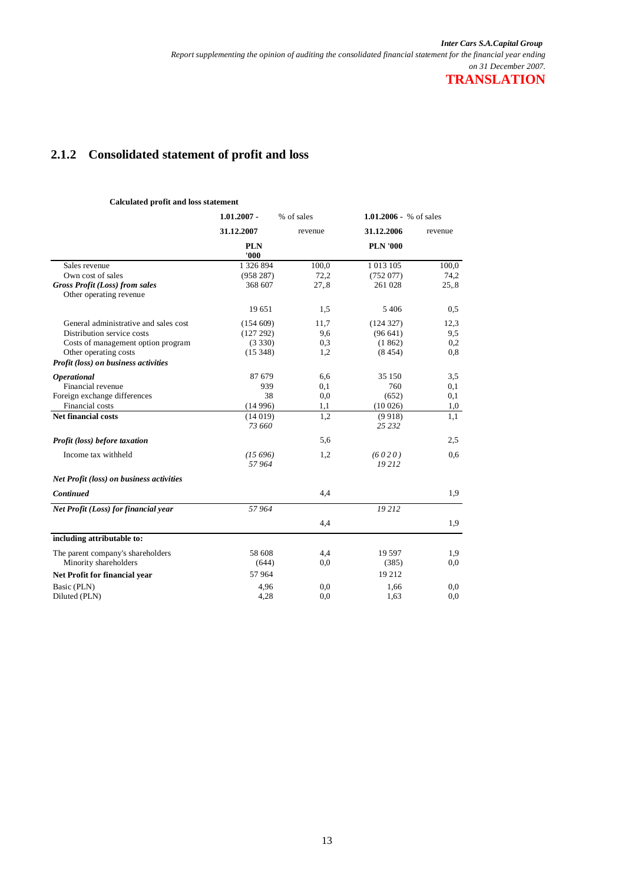## 2.1.2 Consolidated statement of profit and loss

**Calculated profit and loss statement**

| | **1.01.2007 - 31.12.2007** | % of sales revenue | **1.01.2006 - 31.12.2006** | % of sales revenue |
|---|---|---|---|---|
| | **PLN '000** | | **PLN '000** | |
| Sales revenue | 1 326 894 | 100,0 | 1 013 105 | 100,0 |
| Own cost of sales | (958 287) | 72,2 | (752 077) | 74,2 |
| ***Gross Profit (Loss) from sales*** | 368 607 | 27,.8 | 261 028 | 25,.8 |
| Other operating revenue | 19 651 | 1,5 | 5 406 | 0,5 |
| General administrative and sales cost | (154 609) | 11,7 | (124 327) | 12,3 |
| Distribution service costs | (127 292) | 9,6 | (96 641) | 9,5 |
| Costs of management option program | (3 330) | 0,3 | (1 862) | 0,2 |
| Other operating costs | (15 348) | 1,2 | (8 454) | 0,8 |
| ***Profit (loss) on business activities*** | | | | |
| ***Operational*** | 87 679 | 6,6 | 35 150 | 3,5 |
| Financial revenue | 939 | 0,1 | 760 | 0,1 |
| Foreign exchange differences | 38 | 0,0 | (652) | 0,1 |
| Financial costs | (14 996) | 1,1 | (10 026) | 1,0 |
| **Net financial costs** | (14 019) | 1,2 | (9 918) | 1,1 |
| ***Profit (loss) before taxation*** | *73 660* | 5,6 | *25 232* | 2,5 |
| Income tax withheld | *(15 696)* | 1,2 | *(6 020)* | 0,6 |
| ***Net Profit (loss) on business activities*** | *57 964* | | *19 212* | |
| ***Continued*** | | 4,4 | | 1,9 |
| ***Net Profit (Loss) for financial year*** | *57 964* | 4,4 | *19 212* | 1,9 |
| **including attributable to:** | | | | |
| The parent company's shareholders | 58 608 | 4,4 | 19 597 | 1,9 |
| Minority shareholders | (644) | 0,0 | (385) | 0,0 |
| **Net Profit for financial year** | 57 964 | | 19 212 | |
| Basic (PLN) | 4,96 | 0,0 | 1,66 | 0,0 |
| Diluted (PLN) | 4,28 | 0,0 | 1,63 | 0,0 |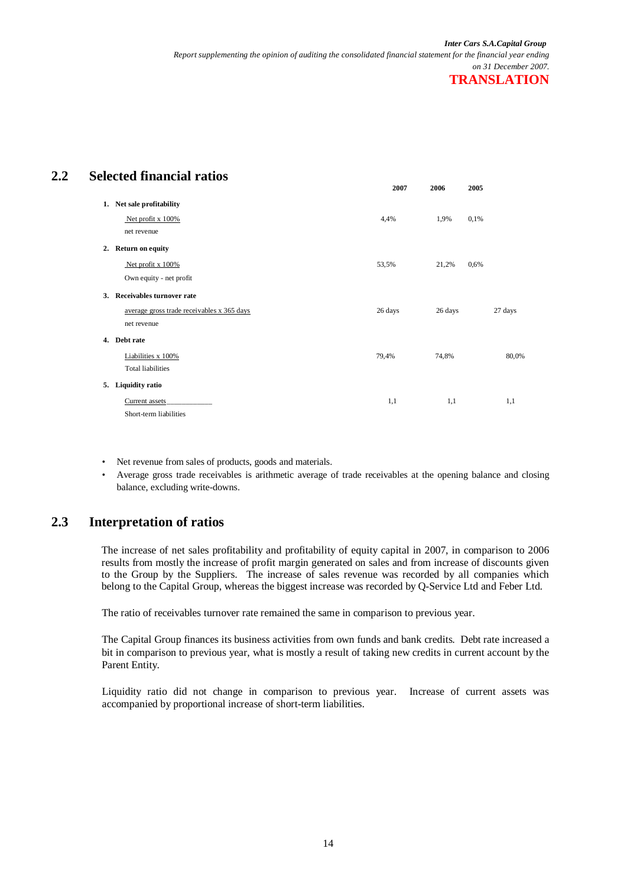## 2.2 Selected financial ratios

| | 2007 | 2006 | 2005 |
|---|---|---|---|
| **1. Net sale profitability** | | | |
| Net profit x 100% / net revenue | 4,4% | 1,9% | 0,1% |
| **2. Return on equity** | | | |
| Net profit x 100% / Own equity - net profit | 53,5% | 21,2% | 0,6% |
| **3. Receivables turnover rate** | | | |
| average gross trade receivables x 365 days / net revenue | 26 days | 26 days | 27 days |
| **4. Debt rate** | | | |
| Liabilities x 100% / Total liabilities | 79,4% | 74,8% | 80,0% |
| **5. Liquidity ratio** | | | |
| Current assets / Short-term liabilities | 1,1 | 1,1 | 1,1 |

- Net revenue from sales of products, goods and materials.
- Average gross trade receivables is arithmetic average of trade receivables at the opening balance and closing balance, excluding write-downs.

## 2.3 Interpretation of ratios

The increase of net sales profitability and profitability of equity capital in 2007, in comparison to 2006 results from mostly the increase of profit margin generated on sales and from increase of discounts given to the Group by the Suppliers. The increase of sales revenue was recorded by all companies which belong to the Capital Group, whereas the biggest increase was recorded by Q-Service Ltd and Feber Ltd.

The ratio of receivables turnover rate remained the same in comparison to previous year.

The Capital Group finances its business activities from own funds and bank credits. Debt rate increased a bit in comparison to previous year, what is mostly a result of taking new credits in current account by the Parent Entity.

Liquidity ratio did not change in comparison to previous year. Increase of current assets was accompanied by proportional increase of short-term liabilities.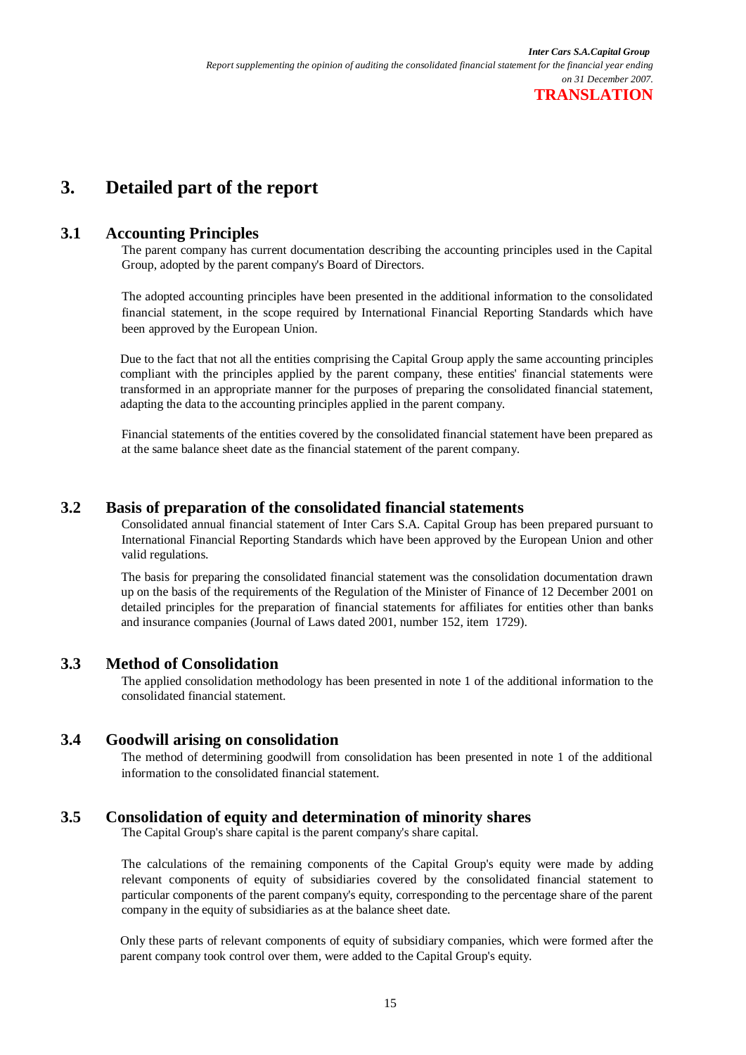# 3. Detailed part of the report

## 3.1 Accounting Principles

The parent company has current documentation describing the accounting principles used in the Capital Group, adopted by the parent company's Board of Directors.

The adopted accounting principles have been presented in the additional information to the consolidated financial statement, in the scope required by International Financial Reporting Standards which have been approved by the European Union.

Due to the fact that not all the entities comprising the Capital Group apply the same accounting principles compliant with the principles applied by the parent company, these entities' financial statements were transformed in an appropriate manner for the purposes of preparing the consolidated financial statement, adapting the data to the accounting principles applied in the parent company.

Financial statements of the entities covered by the consolidated financial statement have been prepared as at the same balance sheet date as the financial statement of the parent company.

## 3.2 Basis of preparation of the consolidated financial statements

Consolidated annual financial statement of Inter Cars S.A. Capital Group has been prepared pursuant to International Financial Reporting Standards which have been approved by the European Union and other valid regulations.

The basis for preparing the consolidated financial statement was the consolidation documentation drawn up on the basis of the requirements of the Regulation of the Minister of Finance of 12 December 2001 on detailed principles for the preparation of financial statements for affiliates for entities other than banks and insurance companies (Journal of Laws dated 2001, number 152, item 1729).

## 3.3 Method of Consolidation

The applied consolidation methodology has been presented in note 1 of the additional information to the consolidated financial statement.

## 3.4 Goodwill arising on consolidation

The method of determining goodwill from consolidation has been presented in note 1 of the additional information to the consolidated financial statement.

## 3.5 Consolidation of equity and determination of minority shares

The Capital Group's share capital is the parent company's share capital.

The calculations of the remaining components of the Capital Group's equity were made by adding relevant components of equity of subsidiaries covered by the consolidated financial statement to particular components of the parent company's equity, corresponding to the percentage share of the parent company in the equity of subsidiaries as at the balance sheet date.

Only these parts of relevant components of equity of subsidiary companies, which were formed after the parent company took control over them, were added to the Capital Group's equity.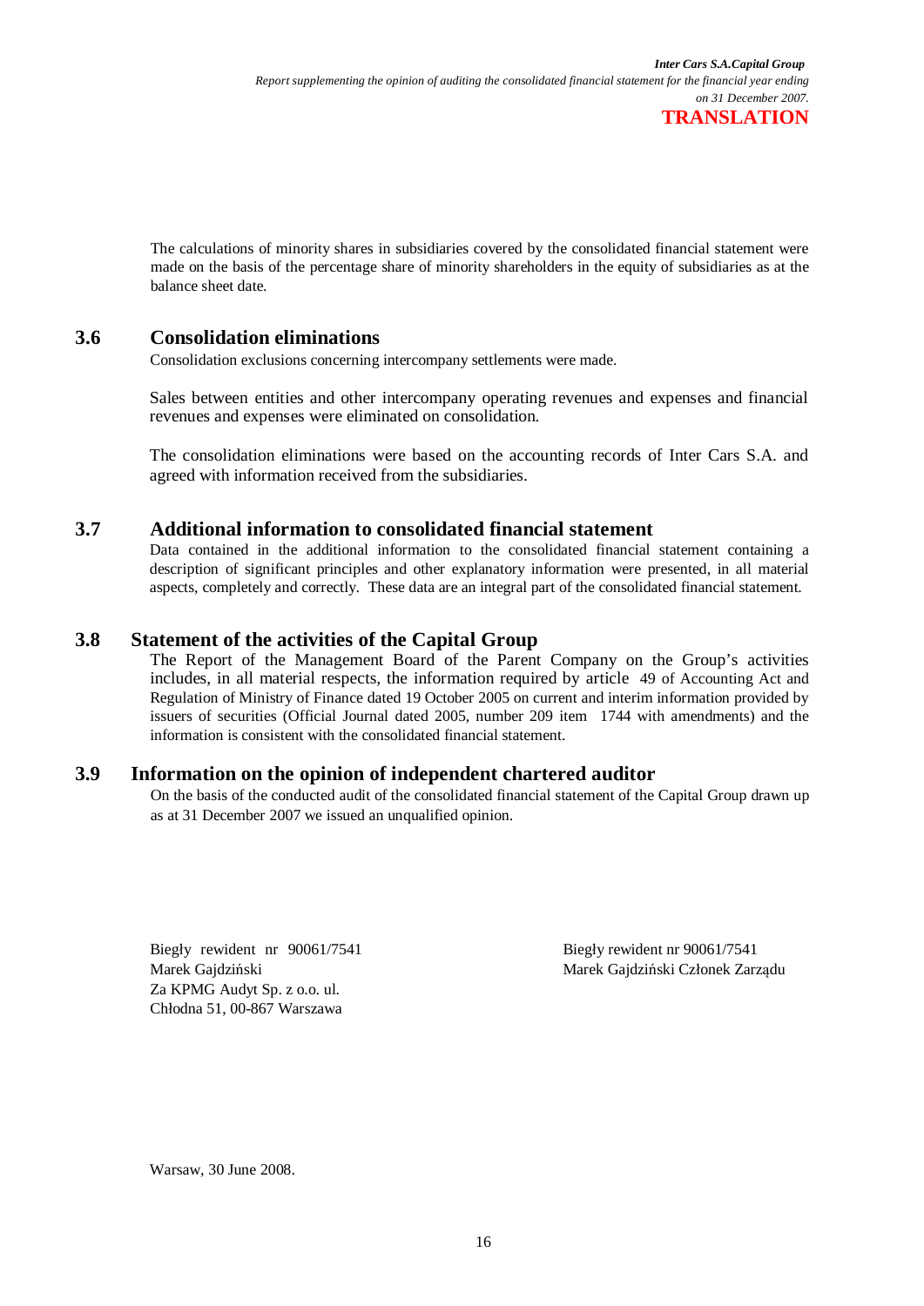The calculations of minority shares in subsidiaries covered by the consolidated financial statement were made on the basis of the percentage share of minority shareholders in the equity of subsidiaries as at the balance sheet date.

## 3.6 Consolidation eliminations

Consolidation exclusions concerning intercompany settlements were made.

Sales between entities and other intercompany operating revenues and expenses and financial revenues and expenses were eliminated on consolidation.

The consolidation eliminations were based on the accounting records of Inter Cars S.A. and agreed with information received from the subsidiaries.

## 3.7 Additional information to consolidated financial statement

Data contained in the additional information to the consolidated financial statement containing a description of significant principles and other explanatory information were presented, in all material aspects, completely and correctly. These data are an integral part of the consolidated financial statement.

## 3.8 Statement of the activities of the Capital Group

The Report of the Management Board of the Parent Company on the Group's activities includes, in all material respects, the information required by article 49 of Accounting Act and Regulation of Ministry of Finance dated 19 October 2005 on current and interim information provided by issuers of securities (Official Journal dated 2005, number 209 item 1744 with amendments) and the information is consistent with the consolidated financial statement.

## 3.9 Information on the opinion of independent chartered auditor

On the basis of the conducted audit of the consolidated financial statement of the Capital Group drawn up as at 31 December 2007 we issued an unqualified opinion.

Biegły rewident nr 90061/7541
Marek Gajdziński
Za KPMG Audyt Sp. z o.o. ul.
Chłodna 51, 00-867 Warszawa

Biegły rewident nr 90061/7541
Marek Gajdziński Członek Zarządu

Warsaw, 30 June 2008.